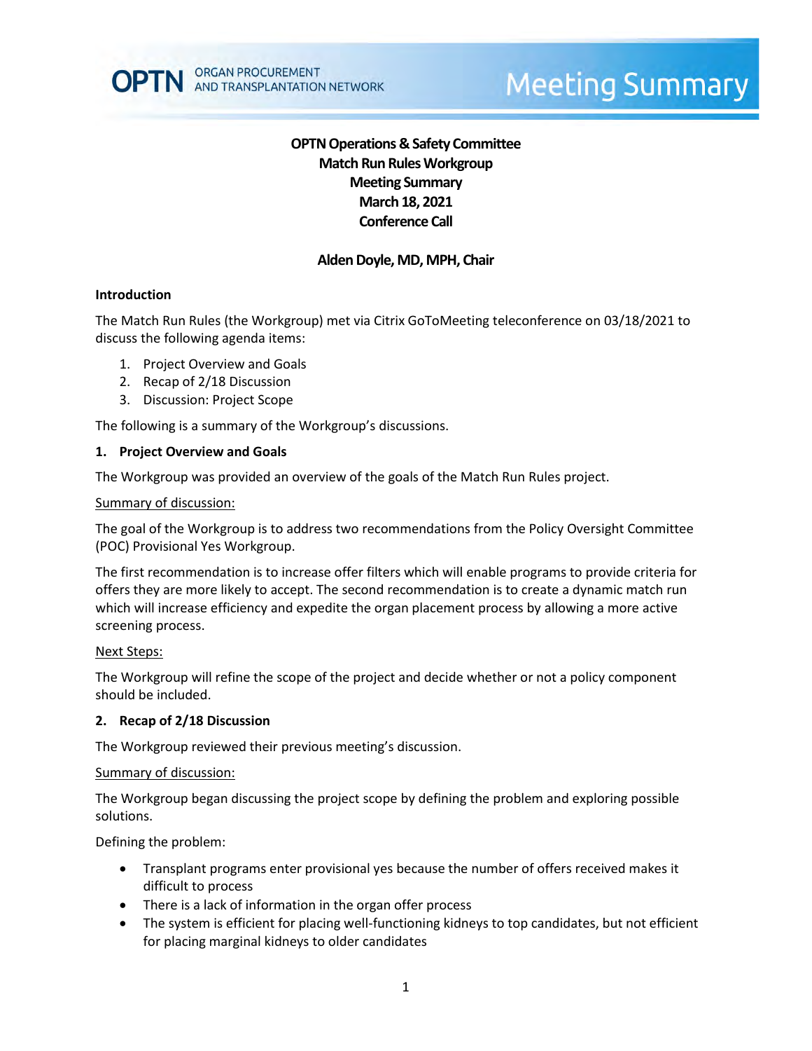# OPTN Operations & Safety Committee
# Match Run Rules Workgroup
# Meeting Summary
# March 18, 2021
# Conference Call

**Alden Doyle, MD, MPH, Chair**

## Introduction

The Match Run Rules (the Workgroup) met via Citrix GoToMeeting teleconference on 03/18/2021 to discuss the following agenda items:

1. Project Overview and Goals
2. Recap of 2/18 Discussion
3. Discussion: Project Scope

The following is a summary of the Workgroup's discussions.

## 1. Project Overview and Goals

The Workgroup was provided an overview of the goals of the Match Run Rules project.

Summary of discussion:

The goal of the Workgroup is to address two recommendations from the Policy Oversight Committee (POC) Provisional Yes Workgroup.

The first recommendation is to increase offer filters which will enable programs to provide criteria for offers they are more likely to accept. The second recommendation is to create a dynamic match run which will increase efficiency and expedite the organ placement process by allowing a more active screening process.

Next Steps:

The Workgroup will refine the scope of the project and decide whether or not a policy component should be included.

## 2. Recap of 2/18 Discussion

The Workgroup reviewed their previous meeting's discussion.

Summary of discussion:

The Workgroup began discussing the project scope by defining the problem and exploring possible solutions.

Defining the problem:

- Transplant programs enter provisional yes because the number of offers received makes it difficult to process
- There is a lack of information in the organ offer process
- The system is efficient for placing well-functioning kidneys to top candidates, but not efficient for placing marginal kidneys to older candidates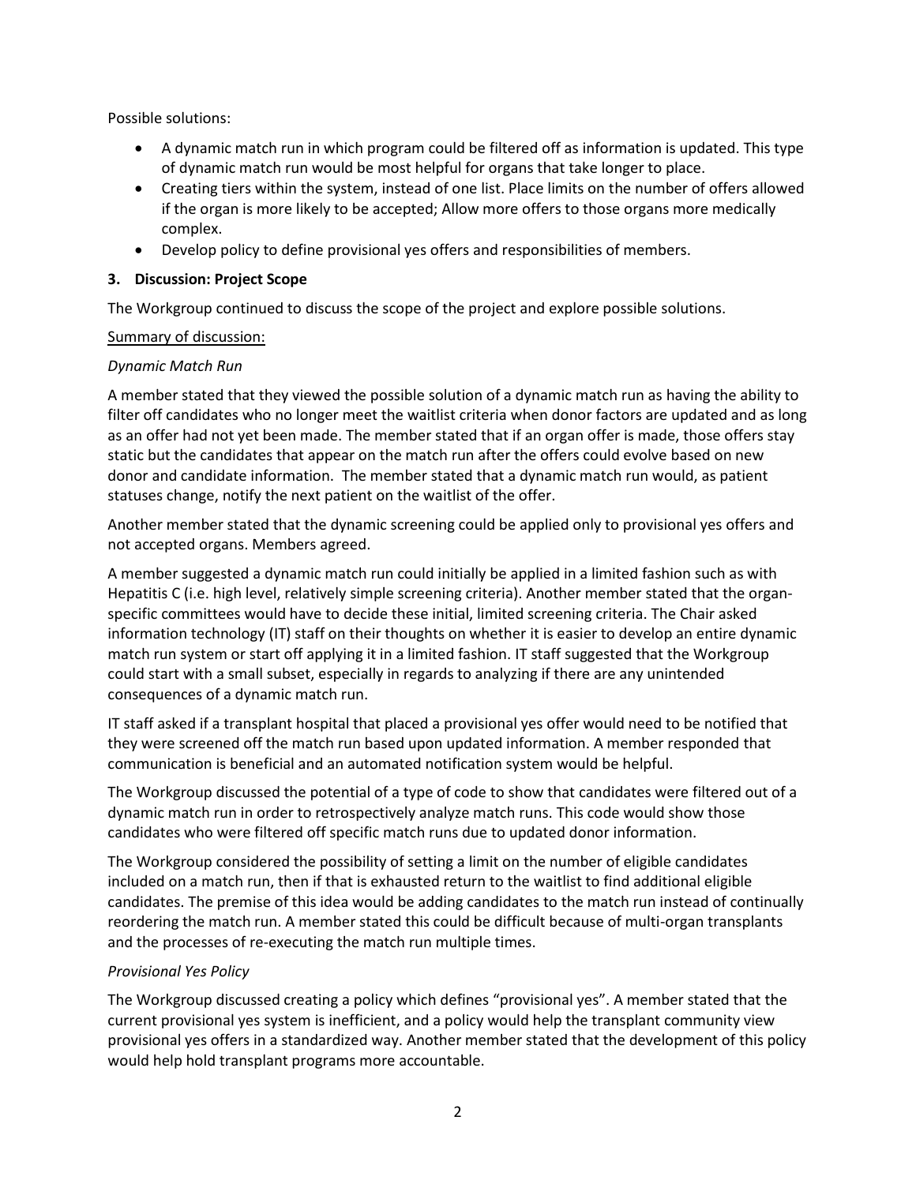Possible solutions:

- A dynamic match run in which program could be filtered off as information is updated. This type of dynamic match run would be most helpful for organs that take longer to place.
- Creating tiers within the system, instead of one list. Place limits on the number of offers allowed if the organ is more likely to be accepted; Allow more offers to those organs more medically complex.
- Develop policy to define provisional yes offers and responsibilities of members.

**3. Discussion: Project Scope**

The Workgroup continued to discuss the scope of the project and explore possible solutions.

Summary of discussion:

*Dynamic Match Run*

A member stated that they viewed the possible solution of a dynamic match run as having the ability to filter off candidates who no longer meet the waitlist criteria when donor factors are updated and as long as an offer had not yet been made. The member stated that if an organ offer is made, those offers stay static but the candidates that appear on the match run after the offers could evolve based on new donor and candidate information. The member stated that a dynamic match run would, as patient statuses change, notify the next patient on the waitlist of the offer.

Another member stated that the dynamic screening could be applied only to provisional yes offers and not accepted organs. Members agreed.

A member suggested a dynamic match run could initially be applied in a limited fashion such as with Hepatitis C (i.e. high level, relatively simple screening criteria). Another member stated that the organ-specific committees would have to decide these initial, limited screening criteria. The Chair asked information technology (IT) staff on their thoughts on whether it is easier to develop an entire dynamic match run system or start off applying it in a limited fashion. IT staff suggested that the Workgroup could start with a small subset, especially in regards to analyzing if there are any unintended consequences of a dynamic match run.

IT staff asked if a transplant hospital that placed a provisional yes offer would need to be notified that they were screened off the match run based upon updated information. A member responded that communication is beneficial and an automated notification system would be helpful.

The Workgroup discussed the potential of a type of code to show that candidates were filtered out of a dynamic match run in order to retrospectively analyze match runs. This code would show those candidates who were filtered off specific match runs due to updated donor information.

The Workgroup considered the possibility of setting a limit on the number of eligible candidates included on a match run, then if that is exhausted return to the waitlist to find additional eligible candidates. The premise of this idea would be adding candidates to the match run instead of continually reordering the match run. A member stated this could be difficult because of multi-organ transplants and the processes of re-executing the match run multiple times.

*Provisional Yes Policy*

The Workgroup discussed creating a policy which defines "provisional yes". A member stated that the current provisional yes system is inefficient, and a policy would help the transplant community view provisional yes offers in a standardized way. Another member stated that the development of this policy would help hold transplant programs more accountable.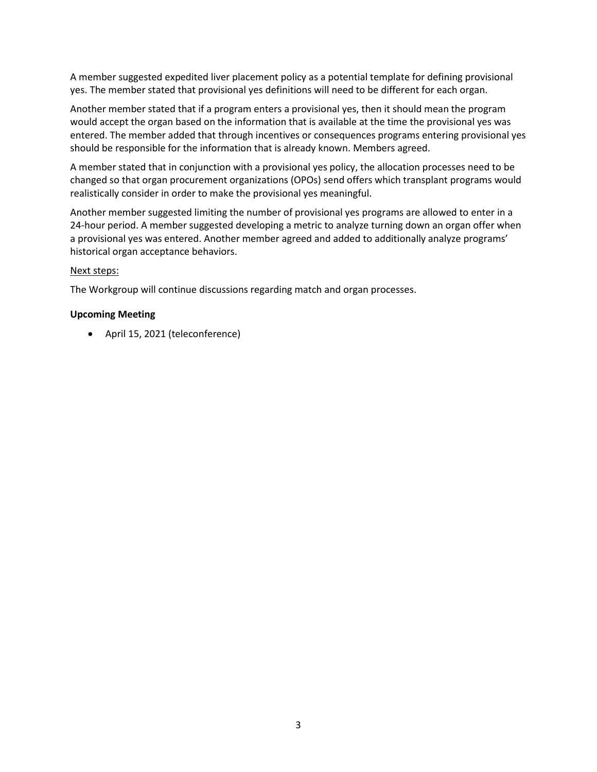A member suggested expedited liver placement policy as a potential template for defining provisional yes. The member stated that provisional yes definitions will need to be different for each organ.

Another member stated that if a program enters a provisional yes, then it should mean the program would accept the organ based on the information that is available at the time the provisional yes was entered. The member added that through incentives or consequences programs entering provisional yes should be responsible for the information that is already known. Members agreed.

A member stated that in conjunction with a provisional yes policy, the allocation processes need to be changed so that organ procurement organizations (OPOs) send offers which transplant programs would realistically consider in order to make the provisional yes meaningful.

Another member suggested limiting the number of provisional yes programs are allowed to enter in a 24-hour period. A member suggested developing a metric to analyze turning down an organ offer when a provisional yes was entered. Another member agreed and added to additionally analyze programs' historical organ acceptance behaviors.

<u>Next steps:</u>

The Workgroup will continue discussions regarding match and organ processes.

**Upcoming Meeting**

- April 15, 2021 (teleconference)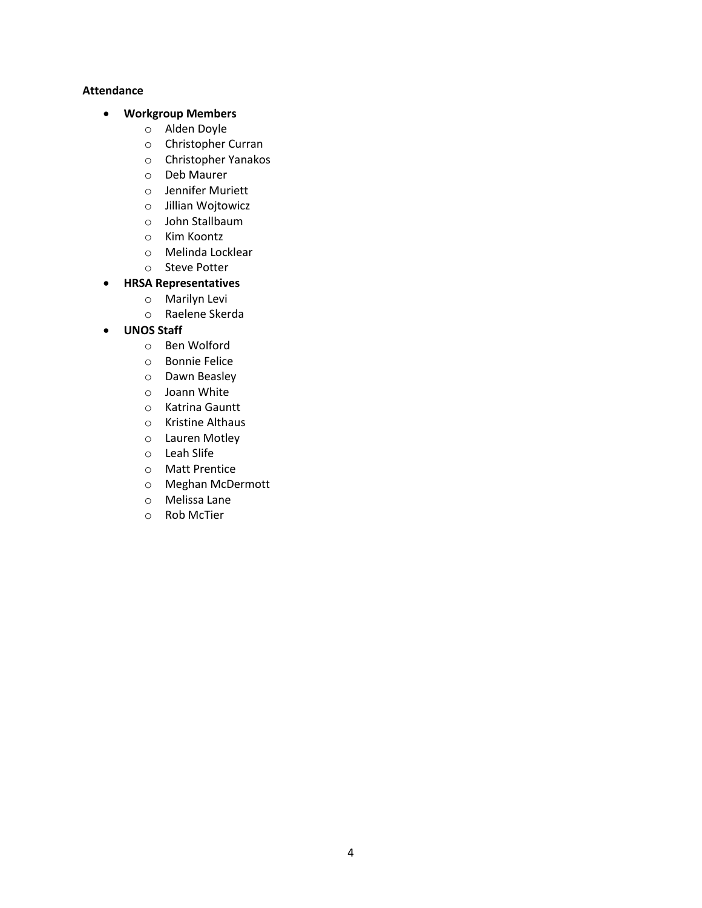**Attendance**

- **Workgroup Members**
  - Alden Doyle
  - Christopher Curran
  - Christopher Yanakos
  - Deb Maurer
  - Jennifer Muriett
  - Jillian Wojtowicz
  - John Stallbaum
  - Kim Koontz
  - Melinda Locklear
  - Steve Potter
- **HRSA Representatives**
  - Marilyn Levi
  - Raelene Skerda
- **UNOS Staff**
  - Ben Wolford
  - Bonnie Felice
  - Dawn Beasley
  - Joann White
  - Katrina Gauntt
  - Kristine Althaus
  - Lauren Motley
  - Leah Slife
  - Matt Prentice
  - Meghan McDermott
  - Melissa Lane
  - Rob McTier